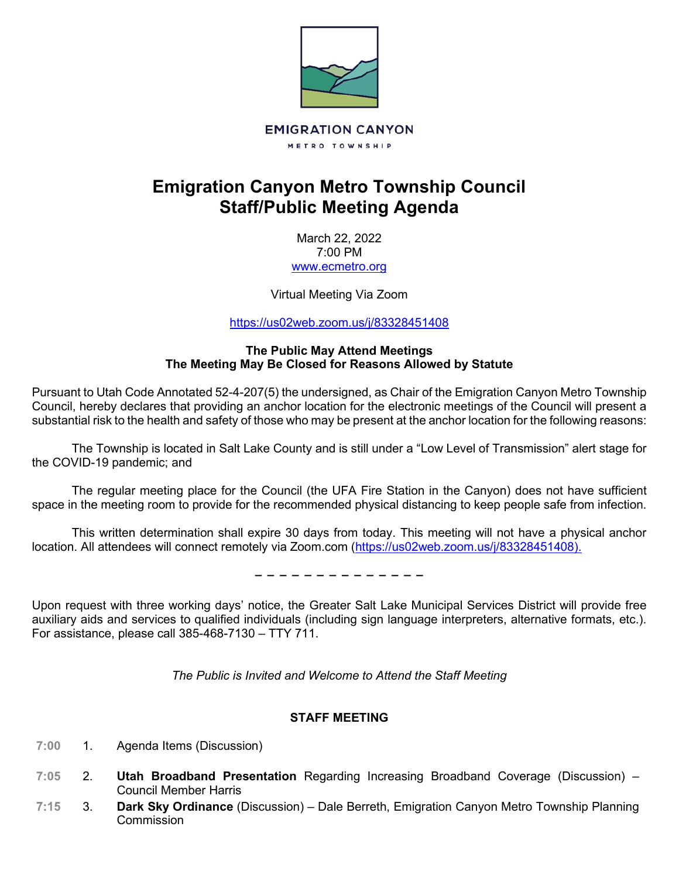EMIGRATION CANYON

METRO TOWNSHIP

# Emigration Canyon Metro Township Council Staff/Public Meeting Agenda

March 22, 2022
7:00 PM
www.ecmetro.org

Virtual Meeting Via Zoom

https://us02web.zoom.us/j/83328451408

**The Public May Attend Meetings**
**The Meeting May Be Closed for Reasons Allowed by Statute**

Pursuant to Utah Code Annotated 52-4-207(5) the undersigned, as Chair of the Emigration Canyon Metro Township Council, hereby declares that providing an anchor location for the electronic meetings of the Council will present a substantial risk to the health and safety of those who may be present at the anchor location for the following reasons:

The Township is located in Salt Lake County and is still under a "Low Level of Transmission" alert stage for the COVID-19 pandemic; and

The regular meeting place for the Council (the UFA Fire Station in the Canyon) does not have sufficient space in the meeting room to provide for the recommended physical distancing to keep people safe from infection.

This written determination shall expire 30 days from today. This meeting will not have a physical anchor location. All attendees will connect remotely via Zoom.com (https://us02web.zoom.us/j/83328451408).

– – – – – – – – – – – – – –

Upon request with three working days' notice, the Greater Salt Lake Municipal Services District will provide free auxiliary aids and services to qualified individuals (including sign language interpreters, alternative formats, etc.). For assistance, please call 385-468-7130 – TTY 711.

*The Public is Invited and Welcome to Attend the Staff Meeting*

**STAFF MEETING**

7:00 1. Agenda Items (Discussion)

7:05 2. **Utah Broadband Presentation** Regarding Increasing Broadband Coverage (Discussion) – Council Member Harris

7:15 3. **Dark Sky Ordinance** (Discussion) – Dale Berreth, Emigration Canyon Metro Township Planning Commission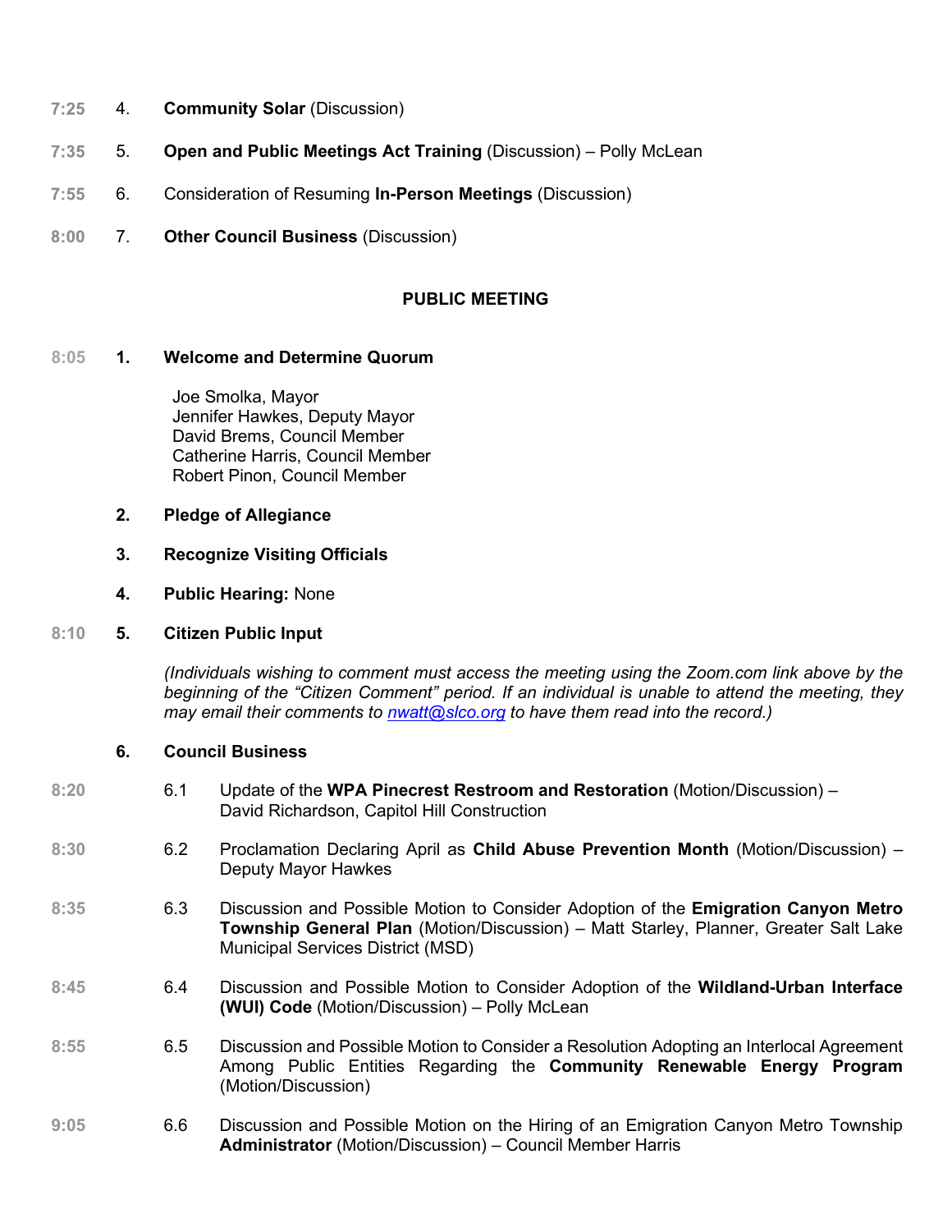7:25 4. **Community Solar** (Discussion)

7:35 5. **Open and Public Meetings Act Training** (Discussion) – Polly McLean

7:55 6. Consideration of Resuming **In-Person Meetings** (Discussion)

8:00 7. **Other Council Business** (Discussion)

## PUBLIC MEETING

8:05 **1. Welcome and Determine Quorum**

Joe Smolka, Mayor
Jennifer Hawkes, Deputy Mayor
David Brems, Council Member
Catherine Harris, Council Member
Robert Pinon, Council Member

**2. Pledge of Allegiance**

**3. Recognize Visiting Officials**

**4. Public Hearing:** None

8:10 **5. Citizen Public Input**

*(Individuals wishing to comment must access the meeting using the Zoom.com link above by the beginning of the "Citizen Comment" period. If an individual is unable to attend the meeting, they may email their comments to nwatt@slco.org to have them read into the record.)*

**6. Council Business**

8:20 6.1 Update of the **WPA Pinecrest Restroom and Restoration** (Motion/Discussion) – David Richardson, Capitol Hill Construction

8:30 6.2 Proclamation Declaring April as **Child Abuse Prevention Month** (Motion/Discussion) – Deputy Mayor Hawkes

8:35 6.3 Discussion and Possible Motion to Consider Adoption of the **Emigration Canyon Metro Township General Plan** (Motion/Discussion) – Matt Starley, Planner, Greater Salt Lake Municipal Services District (MSD)

8:45 6.4 Discussion and Possible Motion to Consider Adoption of the **Wildland-Urban Interface (WUI) Code** (Motion/Discussion) – Polly McLean

8:55 6.5 Discussion and Possible Motion to Consider a Resolution Adopting an Interlocal Agreement Among Public Entities Regarding the **Community Renewable Energy Program** (Motion/Discussion)

9:05 6.6 Discussion and Possible Motion on the Hiring of an Emigration Canyon Metro Township **Administrator** (Motion/Discussion) – Council Member Harris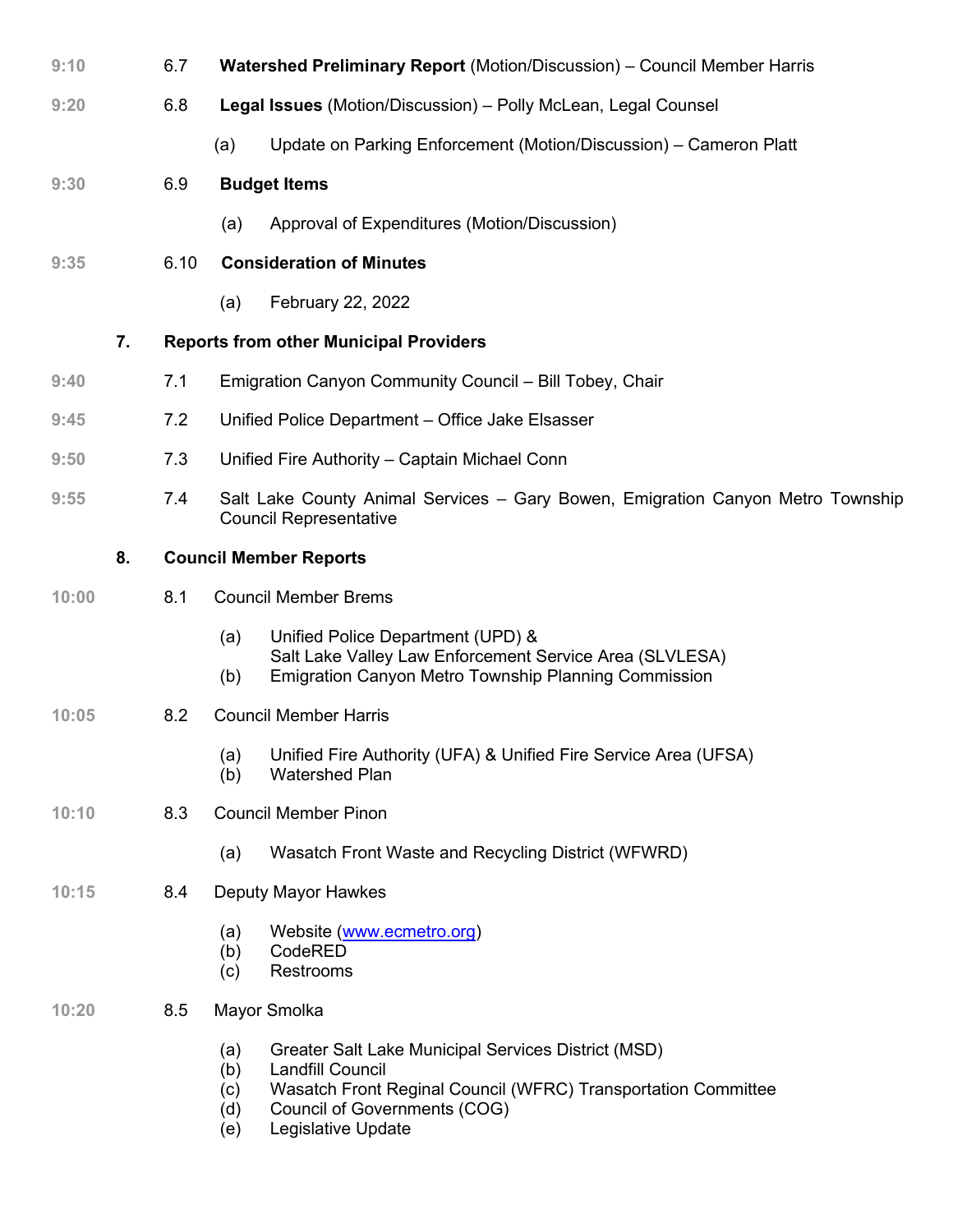9:10 6.7 **Watershed Preliminary Report** (Motion/Discussion) – Council Member Harris

9:20 6.8 **Legal Issues** (Motion/Discussion) – Polly McLean, Legal Counsel

- (a) Update on Parking Enforcement (Motion/Discussion) – Cameron Platt

9:30 6.9 **Budget Items**

- (a) Approval of Expenditures (Motion/Discussion)

9:35 6.10 **Consideration of Minutes**

- (a) February 22, 2022

**7. Reports from other Municipal Providers**

9:40 7.1 Emigration Canyon Community Council – Bill Tobey, Chair

9:45 7.2 Unified Police Department – Office Jake Elsasser

9:50 7.3 Unified Fire Authority – Captain Michael Conn

9:55 7.4 Salt Lake County Animal Services – Gary Bowen, Emigration Canyon Metro Township Council Representative

**8. Council Member Reports**

10:00 8.1 Council Member Brems

- (a) Unified Police Department (UPD) & Salt Lake Valley Law Enforcement Service Area (SLVLESA)
- (b) Emigration Canyon Metro Township Planning Commission

10:05 8.2 Council Member Harris

- (a) Unified Fire Authority (UFA) & Unified Fire Service Area (UFSA)
- (b) Watershed Plan

10:10 8.3 Council Member Pinon

- (a) Wasatch Front Waste and Recycling District (WFWRD)

10:15 8.4 Deputy Mayor Hawkes

- (a) Website (www.ecmetro.org)
- (b) CodeRED
- (c) Restrooms

10:20 8.5 Mayor Smolka

- (a) Greater Salt Lake Municipal Services District (MSD)
- (b) Landfill Council
- (c) Wasatch Front Reginal Council (WFRC) Transportation Committee
- (d) Council of Governments (COG)
- (e) Legislative Update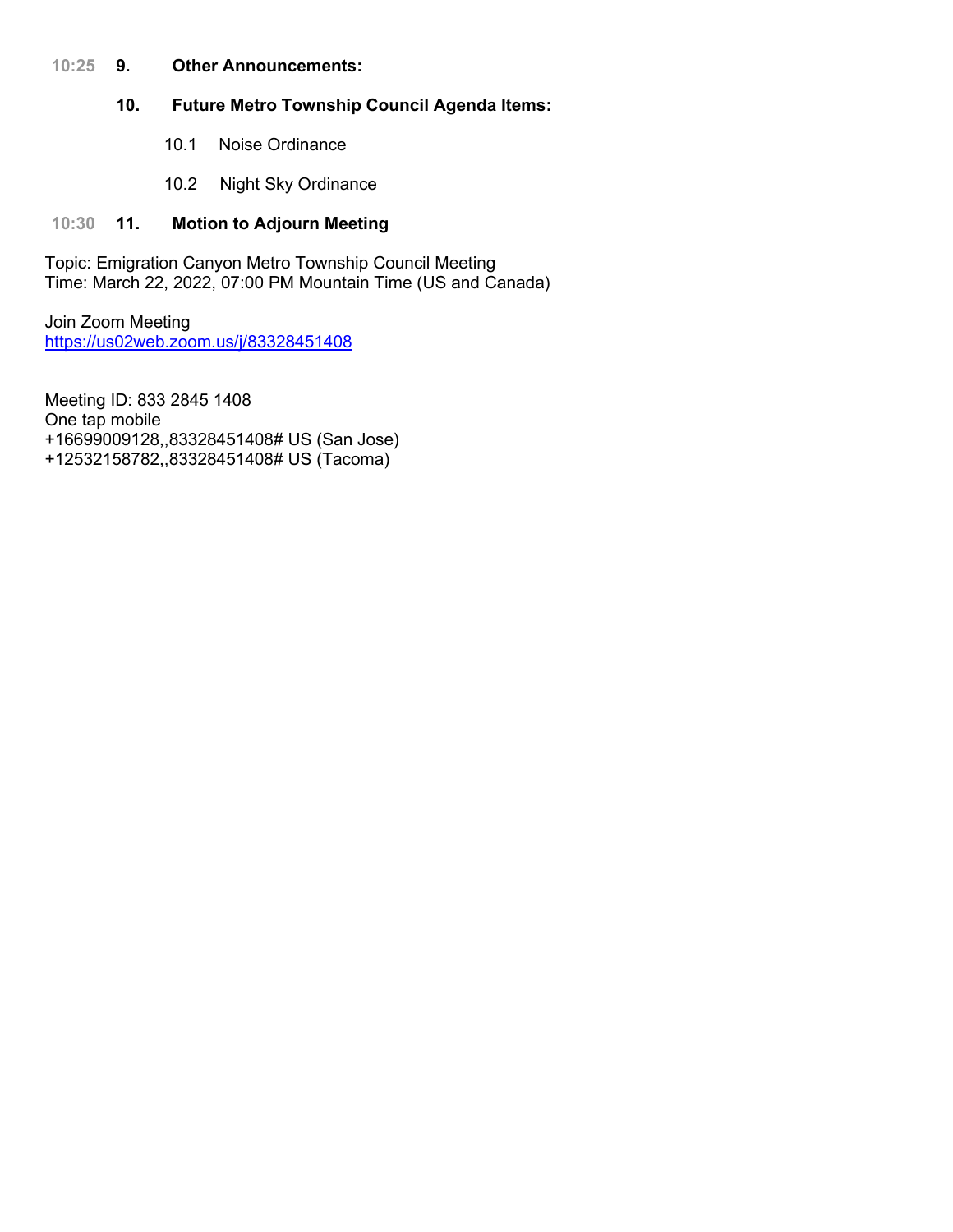10:25 **9. Other Announcements:**

**10. Future Metro Township Council Agenda Items:**

10.1 Noise Ordinance

10.2 Night Sky Ordinance

10:30 **11. Motion to Adjourn Meeting**

Topic: Emigration Canyon Metro Township Council Meeting
Time: March 22, 2022, 07:00 PM Mountain Time (US and Canada)

Join Zoom Meeting
https://us02web.zoom.us/j/83328451408

Meeting ID: 833 2845 1408
One tap mobile
+16699009128,,83328451408# US (San Jose)
+12532158782,,83328451408# US (Tacoma)